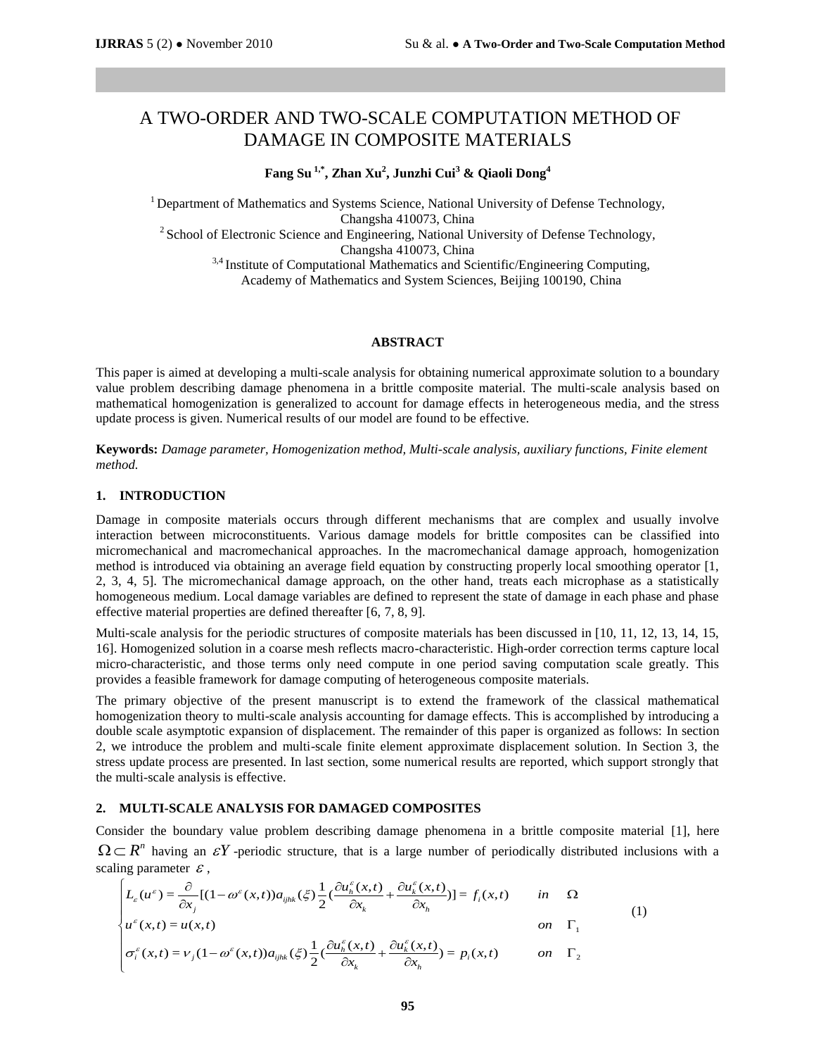# A TWO-ORDER AND TWO-SCALE COMPUTATION METHOD OF DAMAGE IN COMPOSITE MATERIALS

**Fang Su [1,*], Zhan Xu[2], Junzhi Cui[3] & Qiaoli Dong[4]**

[1] Department of Mathematics and Systems Science, National University of Defense Technology, Changsha 410073, China

[2] School of Electronic Science and Engineering, National University of Defense Technology, Changsha 410073, China

[3,4] Institute of Computational Mathematics and Scientific/Engineering Computing, Academy of Mathematics and System Sciences, Beijing 100190, China

### ABSTRACT

This paper is aimed at developing a multi-scale analysis for obtaining numerical approximate solution to a boundary value problem describing damage phenomena in a brittle composite material. The multi-scale analysis based on mathematical homogenization is generalized to account for damage effects in heterogeneous media, and the stress update process is given. Numerical results of our model are found to be effective.

**Keywords:** *Damage parameter, Homogenization method, Multi-scale analysis, auxiliary functions, Finite element method.*

## 1. INTRODUCTION

Damage in composite materials occurs through different mechanisms that are complex and usually involve interaction between microconstituents. Various damage models for brittle composites can be classified into micromechanical and macromechanical approaches. In the macromechanical damage approach, homogenization method is introduced via obtaining an average field equation by constructing properly local smoothing operator [1, 2, 3, 4, 5]. The micromechanical damage approach, on the other hand, treats each microphase as a statistically homogeneous medium. Local damage variables are defined to represent the state of damage in each phase and phase effective material properties are defined thereafter [6, 7, 8, 9].

Multi-scale analysis for the periodic structures of composite materials has been discussed in [10, 11, 12, 13, 14, 15, 16]. Homogenized solution in a coarse mesh reflects macro-characteristic. High-order correction terms capture local micro-characteristic, and those terms only need compute in one period saving computation scale greatly. This provides a feasible framework for damage computing of heterogeneous composite materials.

The primary objective of the present manuscript is to extend the framework of the classical mathematical homogenization theory to multi-scale analysis accounting for damage effects. This is accomplished by introducing a double scale asymptotic expansion of displacement. The remainder of this paper is organized as follows: In section 2, we introduce the problem and multi-scale finite element approximate displacement solution. In Section 3, the stress update process are presented. In last section, some numerical results are reported, which support strongly that the multi-scale analysis is effective.

## 2. MULTI-SCALE ANALYSIS FOR DAMAGED COMPOSITES

Consider the boundary value problem describing damage phenomena in a brittle composite material [1], here $\Omega \subset R^n$ having an $\varepsilon Y$-periodic structure, that is a large number of periodically distributed inclusions with a scaling parameter $\varepsilon$,

$$\begin{cases} L_\varepsilon(u^\varepsilon) = \dfrac{\partial}{\partial x_j}[(1-\omega^\varepsilon(x,t))a_{ijhk}(\xi)\dfrac{1}{2}(\dfrac{\partial u_h^\varepsilon(x,t)}{\partial x_k} + \dfrac{\partial u_k^\varepsilon(x,t)}{\partial x_h})] = f_i(x,t) & in \quad \Omega \\ u^\varepsilon(x,t) = u(x,t) & on \quad \Gamma_1 \\ \sigma_i^\varepsilon(x,t) = \nu_j(1-\omega^\varepsilon(x,t))a_{ijhk}(\xi)\dfrac{1}{2}(\dfrac{\partial u_h^\varepsilon(x,t)}{\partial x_k} + \dfrac{\partial u_k^\varepsilon(x,t)}{\partial x_h}) = p_i(x,t) & on \quad \Gamma_2 \end{cases} \tag{1}$$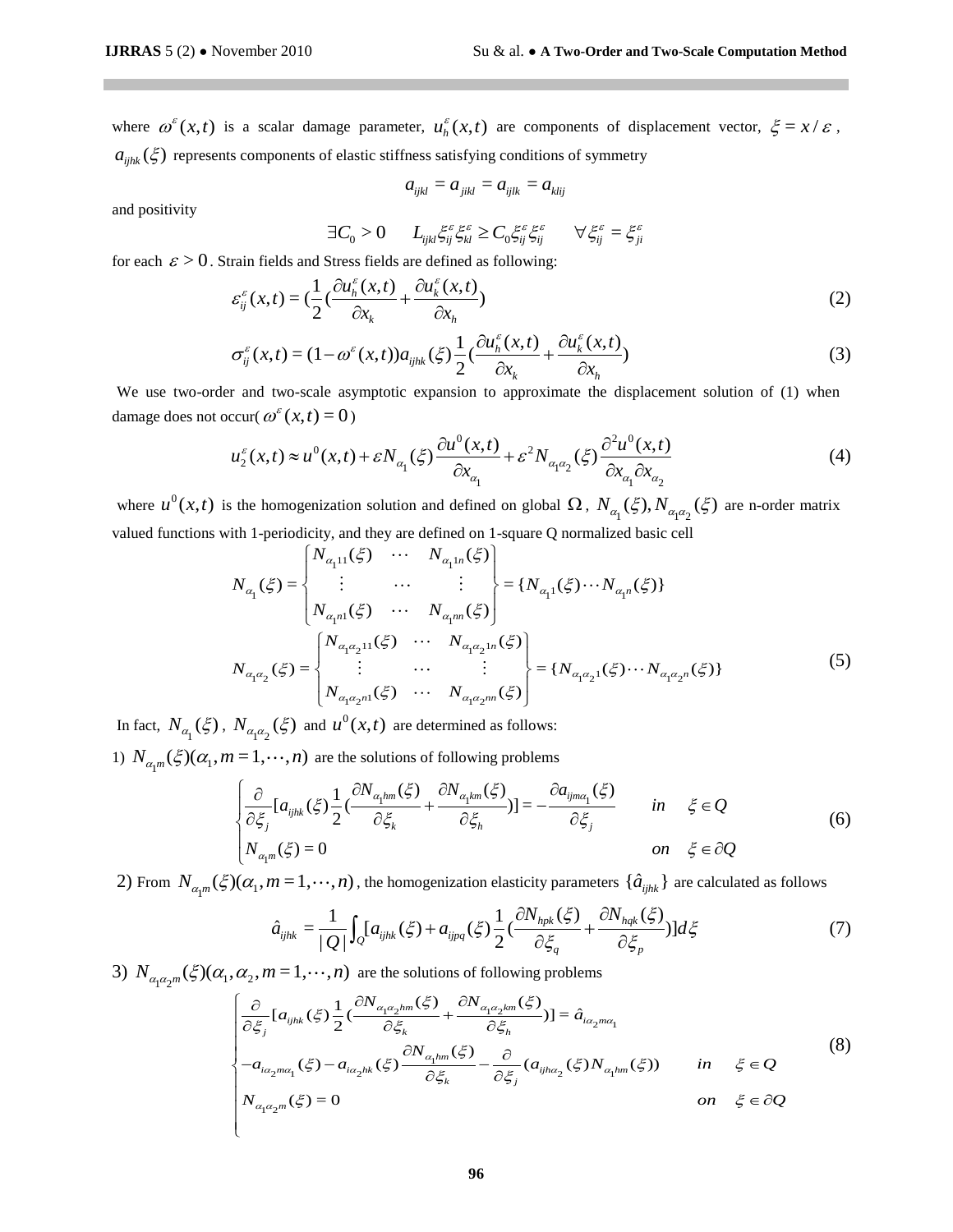where $\omega^{\varepsilon}(x,t)$ is a scalar damage parameter, $u_h^{\varepsilon}(x,t)$ are components of displacement vector, $\xi = x/\varepsilon$, $a_{ijhk}(\xi)$ represents components of elastic stiffness satisfying conditions of symmetry

$$a_{ijkl} = a_{jikl} = a_{ijlk} = a_{klij}$$

and positivity

$$\exists C_0 > 0 \qquad L_{ijkl}\xi_{ij}^{\varepsilon}\xi_{kl}^{\varepsilon} \geq C_0 \xi_{ij}^{\varepsilon}\xi_{ij}^{\varepsilon} \qquad \forall \xi_{ij}^{\varepsilon} = \xi_{ji}^{\varepsilon}$$

for each $\varepsilon > 0$. Strain fields and Stress fields are defined as following:

$$\varepsilon_{ij}^{\varepsilon}(x,t) = \left(\frac{1}{2}\left(\frac{\partial u_h^{\varepsilon}(x,t)}{\partial x_k} + \frac{\partial u_k^{\varepsilon}(x,t)}{\partial x_h}\right)\right) \tag{2}$$

$$\sigma_{ij}^{\varepsilon}(x,t) = (1-\omega^{\varepsilon}(x,t))a_{ijhk}(\xi)\frac{1}{2}\left(\frac{\partial u_h^{\varepsilon}(x,t)}{\partial x_k} + \frac{\partial u_k^{\varepsilon}(x,t)}{\partial x_h}\right) \tag{3}$$

We use two-order and two-scale asymptotic expansion to approximate the displacement solution of (1) when damage does not occur( $\omega^{\varepsilon}(x,t) = 0$ )

$$u_2^{\varepsilon}(x,t) \approx u^0(x,t) + \varepsilon N_{\alpha_1}(\xi)\frac{\partial u^0(x,t)}{\partial x_{\alpha_1}} + \varepsilon^2 N_{\alpha_1\alpha_2}(\xi)\frac{\partial^2 u^0(x,t)}{\partial x_{\alpha_1}\partial x_{\alpha_2}} \tag{4}$$

where $u^0(x,t)$ is the homogenization solution and defined on global $\Omega$, $N_{\alpha_1}(\xi), N_{\alpha_1\alpha_2}(\xi)$ are n-order matrix valued functions with 1-periodicity, and they are defined on 1-square Q normalized basic cell

$$N_{\alpha_1}(\xi) = \begin{Bmatrix} N_{\alpha_1 11}(\xi) & \cdots & N_{\alpha_1 1n}(\xi) \\ \vdots & \cdots & \vdots \\ N_{\alpha_1 n1}(\xi) & \cdots & N_{\alpha_1 nn}(\xi) \end{Bmatrix} = \{N_{\alpha_1 1}(\xi) \cdots N_{\alpha_1 n}(\xi)\}$$

$$N_{\alpha_1\alpha_2}(\xi) = \begin{Bmatrix} N_{\alpha_1\alpha_2 11}(\xi) & \cdots & N_{\alpha_1\alpha_2 1n}(\xi) \\ \vdots & \cdots & \vdots \\ N_{\alpha_1\alpha_2 n1}(\xi) & \cdots & N_{\alpha_1\alpha_2 nn}(\xi) \end{Bmatrix} = \{N_{\alpha_1\alpha_2 1}(\xi) \cdots N_{\alpha_1\alpha_2 n}(\xi)\} \tag{5}$$

In fact, $N_{\alpha_1}(\xi)$, $N_{\alpha_1\alpha_2}(\xi)$ and $u^0(x,t)$ are determined as follows:

1) $N_{\alpha_1 m}(\xi)(\alpha_1, m = 1,\cdots,n)$ are the solutions of following problems

$$\begin{cases} \dfrac{\partial}{\partial \xi_j}[a_{ijhk}(\xi)\dfrac{1}{2}(\dfrac{\partial N_{\alpha_1 hm}(\xi)}{\partial \xi_k} + \dfrac{\partial N_{\alpha_1 km}(\xi)}{\partial \xi_h})] = -\dfrac{\partial a_{ijm\alpha_1}(\xi)}{\partial \xi_j} & in \quad \xi \in Q \\ N_{\alpha_1 m}(\xi) = 0 & on \quad \xi \in \partial Q \end{cases} \tag{6}$$

2) From $N_{\alpha_1 m}(\xi)(\alpha_1, m = 1,\cdots,n)$, the homogenization elasticity parameters $\{\hat{a}_{ijhk}\}$ are calculated as follows

$$\hat{a}_{ijhk} = \frac{1}{|Q|}\int_Q [a_{ijhk}(\xi) + a_{ijpq}(\xi)\frac{1}{2}(\frac{\partial N_{hpk}(\xi)}{\partial \xi_q} + \frac{\partial N_{hqk}(\xi)}{\partial \xi_p})]d\xi \tag{7}$$

3) $N_{\alpha_1\alpha_2 m}(\xi)(\alpha_1, \alpha_2, m = 1,\cdots,n)$ are the solutions of following problems

$$\begin{cases} \dfrac{\partial}{\partial \xi_j}[a_{ijhk}(\xi)\dfrac{1}{2}(\dfrac{\partial N_{\alpha_1\alpha_2 hm}(\xi)}{\partial \xi_k} + \dfrac{\partial N_{\alpha_1\alpha_2 km}(\xi)}{\partial \xi_h})] = \hat{a}_{i\alpha_2 m\alpha_1} \\ -a_{i\alpha_2 m\alpha_1}(\xi) - a_{i\alpha_2 hk}(\xi)\dfrac{\partial N_{\alpha_1 hm}(\xi)}{\partial \xi_k} - \dfrac{\partial}{\partial \xi_j}(a_{ijh\alpha_2}(\xi)N_{\alpha_1 hm}(\xi)) & in \quad \xi \in Q \\ N_{\alpha_1\alpha_2 m}(\xi) = 0 & on \quad \xi \in \partial Q \end{cases} \tag{8}$$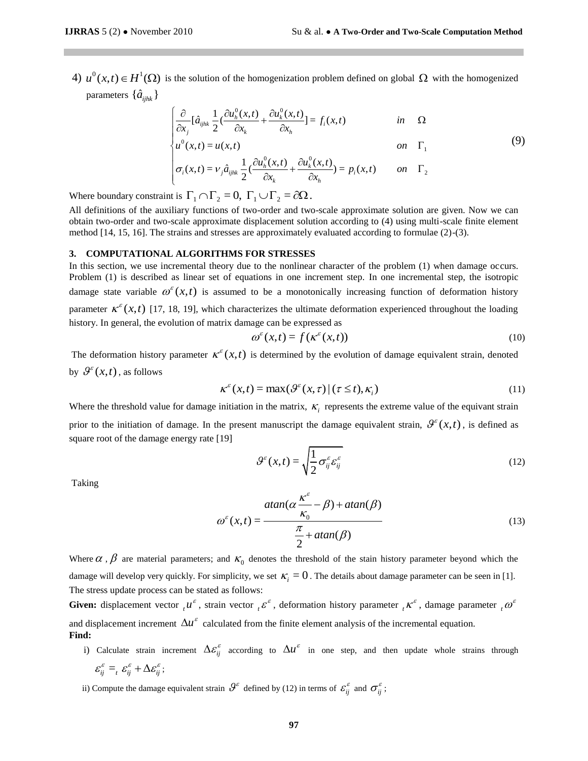4) $u^0(x,t) \in H^1(\Omega)$ is the solution of the homogenization problem defined on global $\Omega$ with the homogenized parameters $\{\hat{a}_{ijhk}\}$

$$
\begin{cases}
\dfrac{\partial}{\partial x_j}[\hat{a}_{ijhk} \dfrac{1}{2}(\dfrac{\partial u_h^0(x,t)}{\partial x_k} + \dfrac{\partial u_k^0(x,t)}{\partial x_h}] = f_i(x,t) & in \quad \Omega \\
u^0(x,t) = u(x,t) & on \quad \Gamma_1 \\
\sigma_i(x,t) = \nu_j \hat{a}_{ijhk} \dfrac{1}{2}(\dfrac{\partial u_h^0(x,t)}{\partial x_k} + \dfrac{\partial u_k^0(x,t)}{\partial x_h}) = p_i(x,t) & on \quad \Gamma_2
\end{cases}
\tag{9}
$$

Where boundary constraint is $\Gamma_1 \cap \Gamma_2 = 0, \ \Gamma_1 \cup \Gamma_2 = \partial\Omega$.

All definitions of the auxiliary functions of two-order and two-scale approximate solution are given. Now we can obtain two-order and two-scale approximate displacement solution according to (4) using multi-scale finite element method [14, 15, 16]. The strains and stresses are approximately evaluated according to formulae (2)-(3).

### 3. COMPUTATIONAL ALGORITHMS FOR STRESSES

In this section, we use incremental theory due to the nonlinear character of the problem (1) when damage occurs. Problem (1) is described as linear set of equations in one increment step. In one incremental step, the isotropic damage state variable $\omega^\varepsilon(x,t)$ is assumed to be a monotonically increasing function of deformation history parameter $\kappa^\varepsilon(x,t)$ [17, 18, 19], which characterizes the ultimate deformation experienced throughout the loading history. In general, the evolution of matrix damage can be expressed as

$$
\omega^\varepsilon(x,t) = f(\kappa^\varepsilon(x,t)) \tag{10}
$$

The deformation history parameter $\kappa^\varepsilon(x,t)$ is determined by the evolution of damage equivalent strain, denoted by $\vartheta^\varepsilon(x,t)$, as follows

$$
\kappa^\varepsilon(x,t) = \max(\vartheta^\varepsilon(x,\tau) \,|\, (\tau \le t), \kappa_i) \tag{11}
$$

Where the threshold value for damage initiation in the matrix, $\kappa_i$ represents the extreme value of the equivant strain prior to the initiation of damage. In the present manuscript the damage equivalent strain, $\vartheta^\varepsilon(x,t)$, is defined as square root of the damage energy rate [19]

$$
\vartheta^\varepsilon(x,t) = \sqrt{\frac{1}{2}\sigma_{ij}^\varepsilon \varepsilon_{ij}^\varepsilon} \tag{12}
$$

Taking

$$
\omega^\varepsilon(x,t) = \frac{atan(\alpha \dfrac{\kappa^\varepsilon}{\kappa_0} - \beta) + atan(\beta)}{\dfrac{\pi}{2} + atan(\beta)} \tag{13}
$$

Where $\alpha$, $\beta$ are material parameters; and $\kappa_0$ denotes the threshold of the stain history parameter beyond which the damage will develop very quickly. For simplicity, we set $\kappa_i = 0$. The details about damage parameter can be seen in [1].

The stress update process can be stated as follows:

**Given:** displacement vector ${}_t u^\varepsilon$, strain vector ${}_t \varepsilon^\varepsilon$, deformation history parameter ${}_t \kappa^\varepsilon$, damage parameter ${}_t \omega^\varepsilon$ and displacement increment $\Delta u^\varepsilon$ calculated from the finite element analysis of the incremental equation.

**Find:**

i) Calculate strain increment $\Delta\varepsilon_{ij}^\varepsilon$ according to $\Delta u^\varepsilon$ in one step, and then update whole strains through $\varepsilon_{ij}^\varepsilon = {}_t\,\varepsilon_{ij}^\varepsilon + \Delta\varepsilon_{ij}^\varepsilon$;

ii) Compute the damage equivalent strain $\vartheta^\varepsilon$ defined by (12) in terms of $\varepsilon_{ij}^\varepsilon$ and $\sigma_{ij}^\varepsilon$;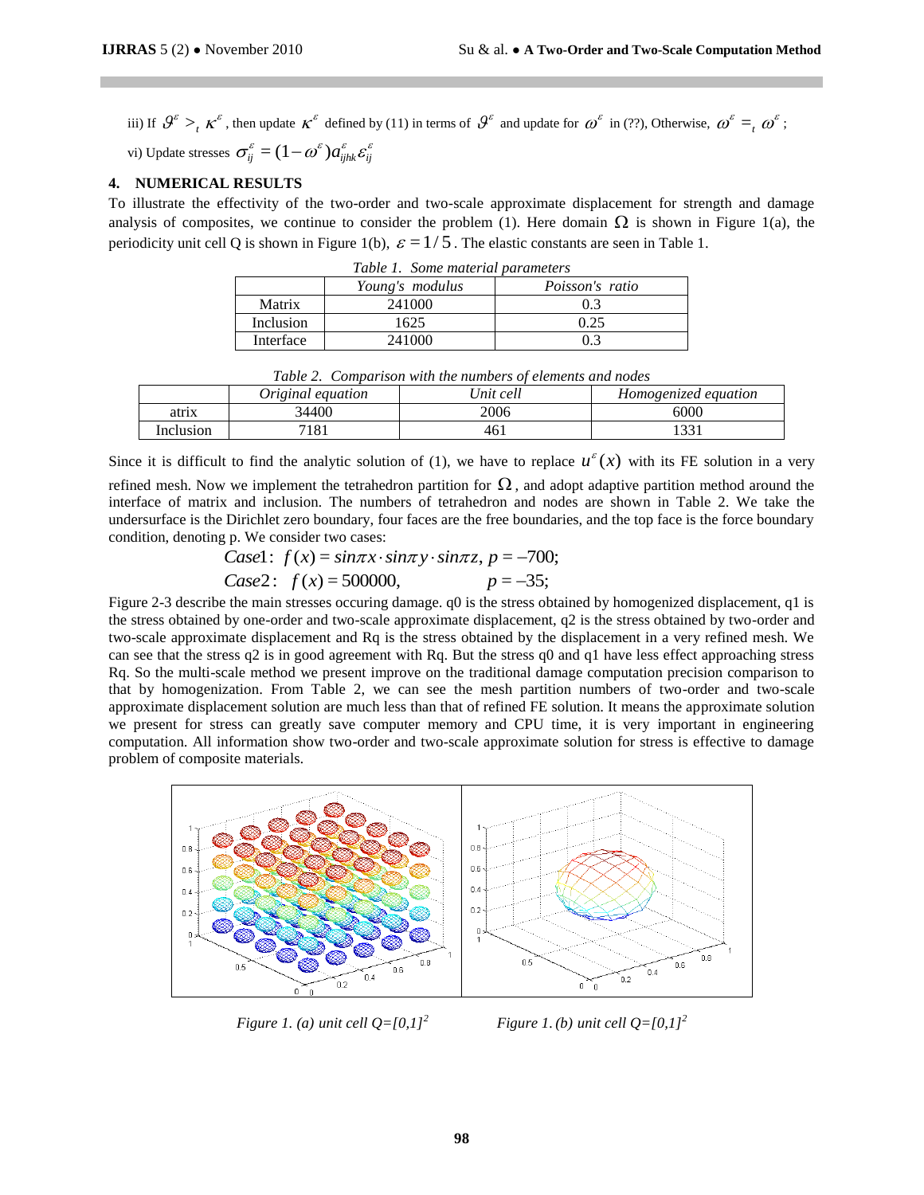iii) If $\vartheta^{\varepsilon} >_t \kappa^{\varepsilon}$, then update $\kappa^{\varepsilon}$ defined by (11) in terms of $\vartheta^{\varepsilon}$ and update for $\omega^{\varepsilon}$ in (??), Otherwise, $\omega^{\varepsilon} =_t \omega^{\varepsilon}$;

vi) Update stresses $\sigma_{ij}^{\varepsilon} = (1-\omega^{\varepsilon})a_{ijhk}^{\varepsilon}\varepsilon_{ij}^{\varepsilon}$

## 4. NUMERICAL RESULTS

To illustrate the effectivity of the two-order and two-scale approximate displacement for strength and damage analysis of composites, we continue to consider the problem (1). Here domain $\Omega$ is shown in Figure 1(a), the periodicity unit cell Q is shown in Figure 1(b), $\varepsilon = 1/5$. The elastic constants are seen in Table 1.

*Table 1. Some material parameters*

| | Young's modulus | Poisson's ratio |
|---|---|---|
| Matrix | 241000 | 0.3 |
| Inclusion | 1625 | 0.25 |
| Interface | 241000 | 0.3 |

*Table 2. Comparison with the numbers of elements and nodes*

| | Original equation | Unit cell | Homogenized equation |
|---|---|---|---|
| atrix | 34400 | 2006 | 6000 |
| Inclusion | 7181 | 461 | 1331 |

Since it is difficult to find the analytic solution of (1), we have to replace $u^{\varepsilon}(x)$ with its FE solution in a very refined mesh. Now we implement the tetrahedron partition for $\Omega$, and adopt adaptive partition method around the interface of matrix and inclusion. The numbers of tetrahedron and nodes are shown in Table 2. We take the undersurface is the Dirichlet zero boundary, four faces are the free boundaries, and the top face is the force boundary condition, denoting p. We consider two cases:

$$Case1: \; f(x) = sin\pi x \cdot sin\pi y \cdot sin\pi z, \; p = -700;$$

$$Case2: \; f(x) = 500000, \qquad p = -35;$$

Figure 2-3 describe the main stresses occuring damage. q0 is the stress obtained by homogenized displacement, q1 is the stress obtained by one-order and two-scale approximate displacement, q2 is the stress obtained by two-order and two-scale approximate displacement and Rq is the stress obtained by the displacement in a very refined mesh. We can see that the stress q2 is in good agreement with Rq. But the stress q0 and q1 have less effect approaching stress Rq. So the multi-scale method we present improve on the traditional damage computation precision comparison to that by homogenization. From Table 2, we can see the mesh partition numbers of two-order and two-scale approximate displacement solution are much less than that of refined FE solution. It means the approximate solution we present for stress can greatly save computer memory and CPU time, it is very important in engineering computation. All information show two-order and two-scale approximate solution for stress is effective to damage problem of composite materials.

*Figure 1. (a) unit cell Q=[0,1]$^2$*

*Figure 1. (b) unit cell Q=[0,1]$^2$*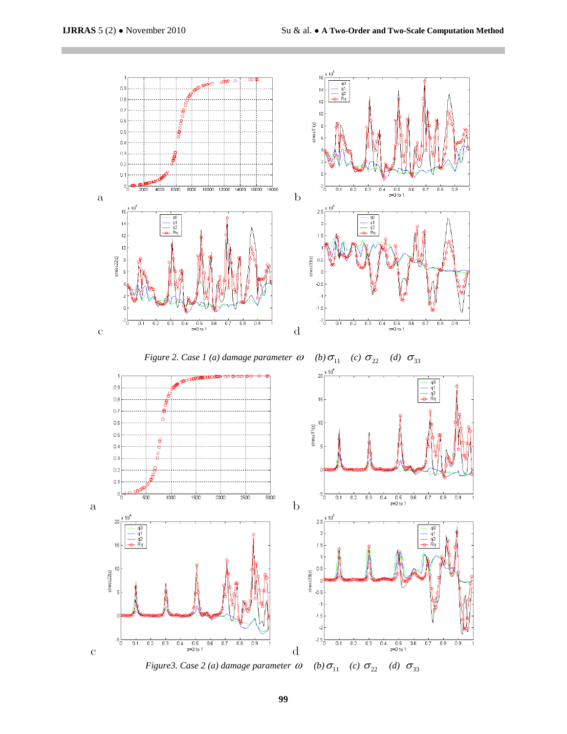Figure 2. Case 1 (a) damage parameter $\omega$ (b) $\sigma_{11}$ (c) $\sigma_{22}$ (d) $\sigma_{33}$

Figure3. Case 2 (a) damage parameter $\omega$ (b) $\sigma_{11}$ (c) $\sigma_{22}$ (d) $\sigma_{33}$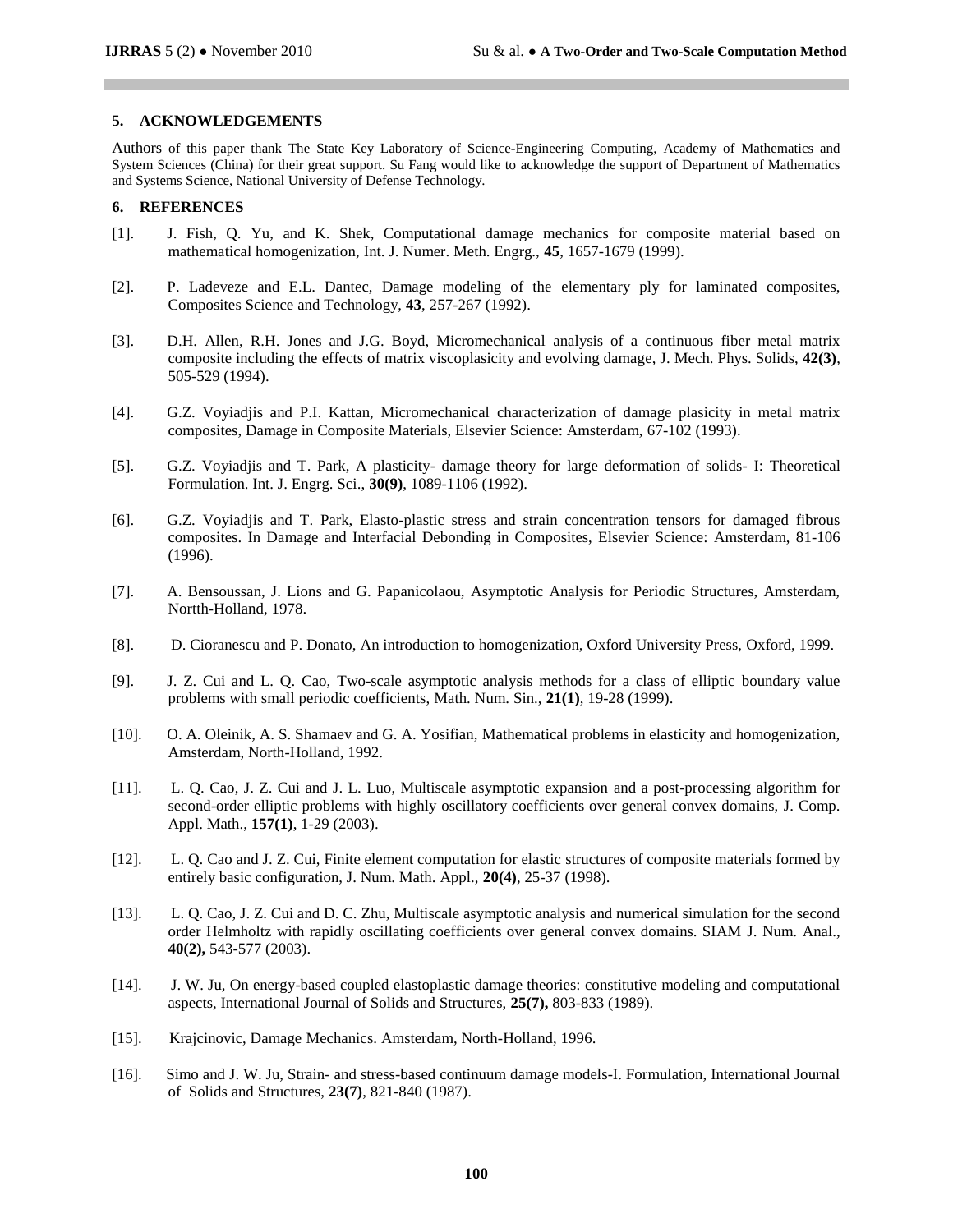## 5. ACKNOWLEDGEMENTS

Authors of this paper thank The State Key Laboratory of Science-Engineering Computing, Academy of Mathematics and System Sciences (China) for their great support. Su Fang would like to acknowledge the support of Department of Mathematics and Systems Science, National University of Defense Technology.

## 6. REFERENCES

[1]. J. Fish, Q. Yu, and K. Shek, Computational damage mechanics for composite material based on mathematical homogenization, Int. J. Numer. Meth. Engrg., **45**, 1657-1679 (1999).

[2]. P. Ladeveze and E.L. Dantec, Damage modeling of the elementary ply for laminated composites, Composites Science and Technology, **43**, 257-267 (1992).

[3]. D.H. Allen, R.H. Jones and J.G. Boyd, Micromechanical analysis of a continuous fiber metal matrix composite including the effects of matrix viscoplasicity and evolving damage, J. Mech. Phys. Solids, **42(3)**, 505-529 (1994).

[4]. G.Z. Voyiadjis and P.I. Kattan, Micromechanical characterization of damage plasicity in metal matrix composites, Damage in Composite Materials, Elsevier Science: Amsterdam, 67-102 (1993).

[5]. G.Z. Voyiadjis and T. Park, A plasticity- damage theory for large deformation of solids- I: Theoretical Formulation. Int. J. Engrg. Sci., **30(9)**, 1089-1106 (1992).

[6]. G.Z. Voyiadjis and T. Park, Elasto-plastic stress and strain concentration tensors for damaged fibrous composites. In Damage and Interfacial Debonding in Composites, Elsevier Science: Amsterdam, 81-106 (1996).

[7]. A. Bensoussan, J. Lions and G. Papanicolaou, Asymptotic Analysis for Periodic Structures, Amsterdam, Nortth-Holland, 1978.

[8]. D. Cioranescu and P. Donato, An introduction to homogenization, Oxford University Press, Oxford, 1999.

[9]. J. Z. Cui and L. Q. Cao, Two-scale asymptotic analysis methods for a class of elliptic boundary value problems with small periodic coefficients, Math. Num. Sin., **21(1)**, 19-28 (1999).

[10]. O. A. Oleinik, A. S. Shamaev and G. A. Yosifian, Mathematical problems in elasticity and homogenization, Amsterdam, North-Holland, 1992.

[11]. L. Q. Cao, J. Z. Cui and J. L. Luo, Multiscale asymptotic expansion and a post-processing algorithm for second-order elliptic problems with highly oscillatory coefficients over general convex domains, J. Comp. Appl. Math., **157(1)**, 1-29 (2003).

[12]. L. Q. Cao and J. Z. Cui, Finite element computation for elastic structures of composite materials formed by entirely basic configuration, J. Num. Math. Appl., **20(4)**, 25-37 (1998).

[13]. L. Q. Cao, J. Z. Cui and D. C. Zhu, Multiscale asymptotic analysis and numerical simulation for the second order Helmholtz with rapidly oscillating coefficients over general convex domains. SIAM J. Num. Anal., **40(2),** 543-577 (2003).

[14]. J. W. Ju, On energy-based coupled elastoplastic damage theories: constitutive modeling and computational aspects, International Journal of Solids and Structures, **25(7),** 803-833 (1989).

[15]. Krajcinovic, Damage Mechanics. Amsterdam, North-Holland, 1996.

[16]. Simo and J. W. Ju, Strain- and stress-based continuum damage models-I. Formulation, International Journal of Solids and Structures, **23(7)**, 821-840 (1987).